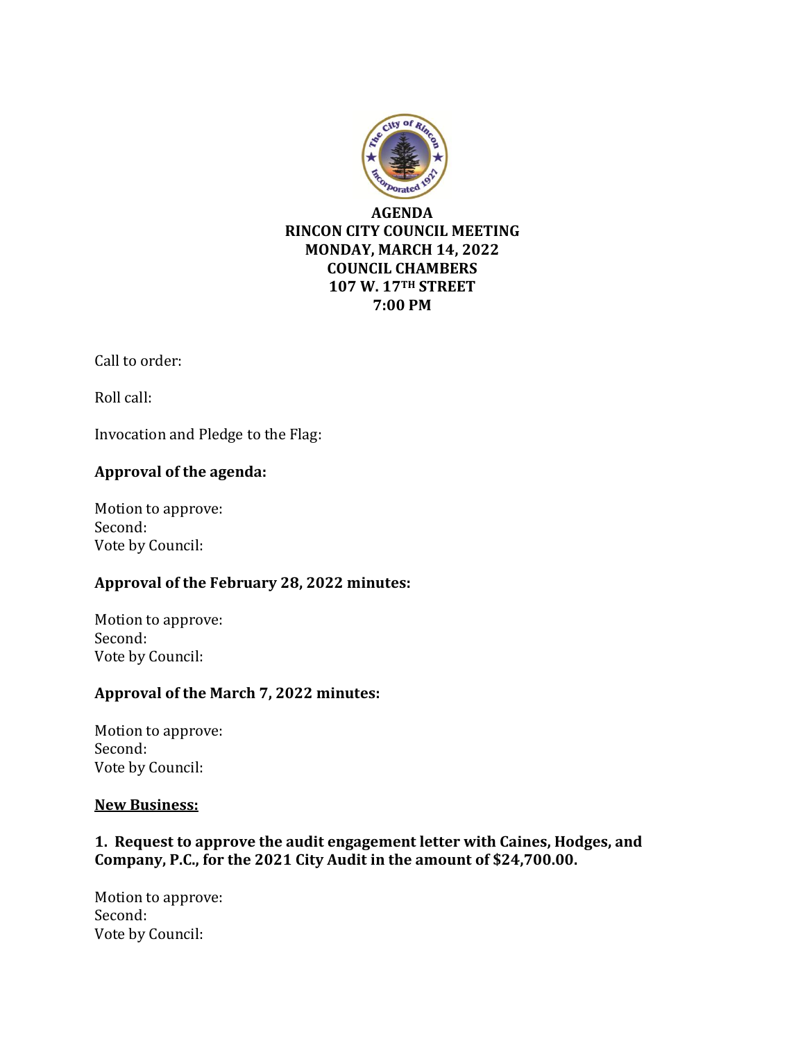**AGENDA**
**RINCON CITY COUNCIL MEETING**
**MONDAY, MARCH 14, 2022**
**COUNCIL CHAMBERS**
**107 W. 17TH STREET**
**7:00 PM**

Call to order:

Roll call:

Invocation and Pledge to the Flag:

**Approval of the agenda:**

Motion to approve:
Second:
Vote by Council:

**Approval of the February 28, 2022 minutes:**

Motion to approve:
Second:
Vote by Council:

**Approval of the March 7, 2022 minutes:**

Motion to approve:
Second:
Vote by Council:

**New Business:**

**1. Request to approve the audit engagement letter with Caines, Hodges, and Company, P.C., for the 2021 City Audit in the amount of $24,700.00.**

Motion to approve:
Second:
Vote by Council: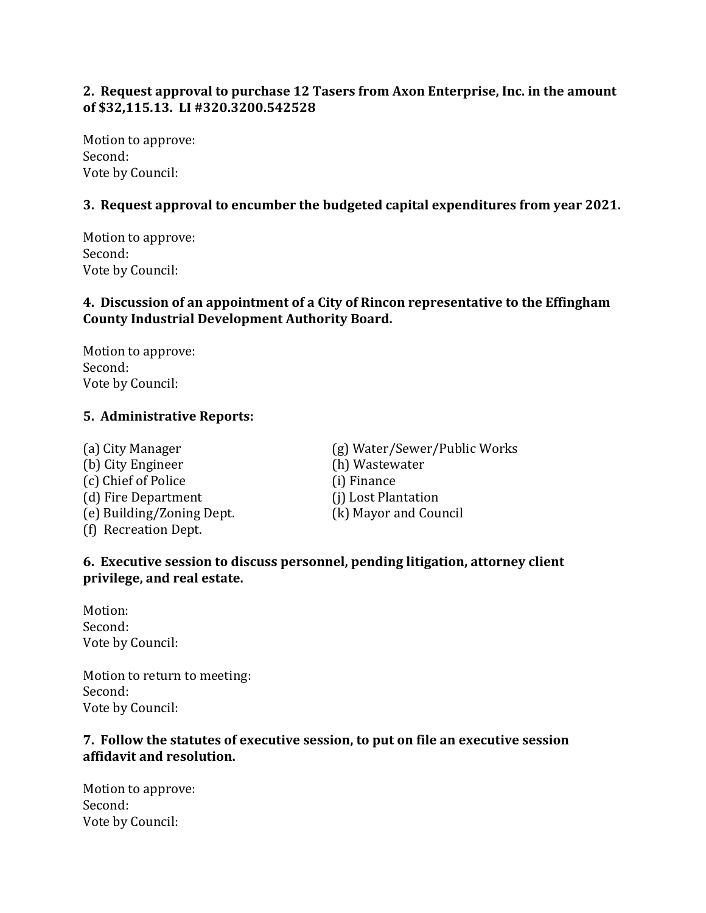**2. Request approval to purchase 12 Tasers from Axon Enterprise, Inc. in the amount of $32,115.13. LI #320.3200.542528**

Motion to approve:
Second:
Vote by Council:

**3. Request approval to encumber the budgeted capital expenditures from year 2021.**

Motion to approve:
Second:
Vote by Council:

**4. Discussion of an appointment of a City of Rincon representative to the Effingham County Industrial Development Authority Board.**

Motion to approve:
Second:
Vote by Council:

**5. Administrative Reports:**

(a) City Manager
(b) City Engineer
(c) Chief of Police
(d) Fire Department
(e) Building/Zoning Dept.
(f) Recreation Dept.
(g) Water/Sewer/Public Works
(h) Wastewater
(i) Finance
(j) Lost Plantation
(k) Mayor and Council

**6. Executive session to discuss personnel, pending litigation, attorney client privilege, and real estate.**

Motion:
Second:
Vote by Council:

Motion to return to meeting:
Second:
Vote by Council:

**7. Follow the statutes of executive session, to put on file an executive session affidavit and resolution.**

Motion to approve:
Second:
Vote by Council: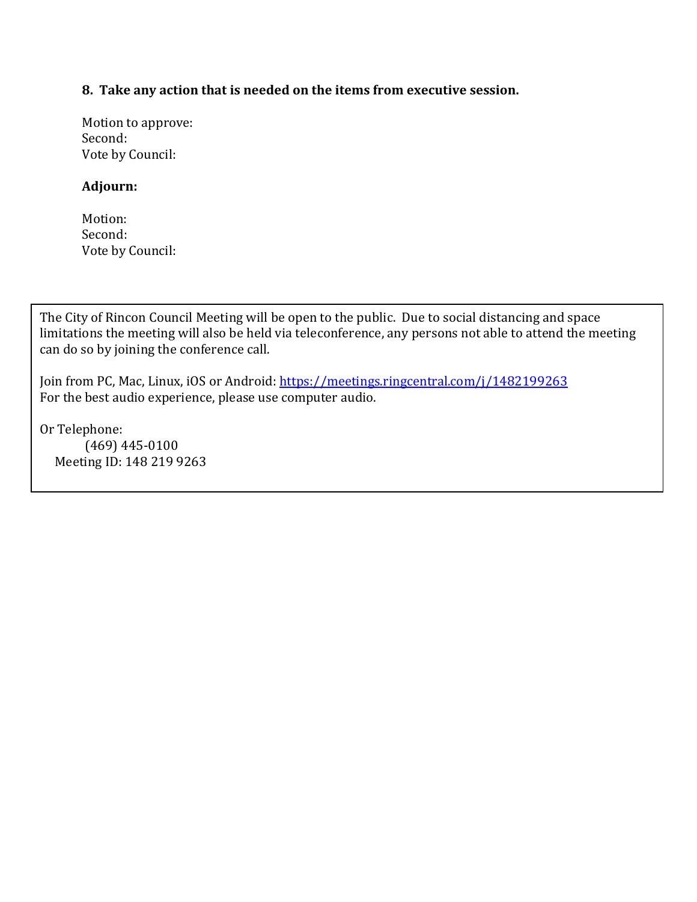**8. Take any action that is needed on the items from executive session.**

Motion to approve:
Second:
Vote by Council:

**Adjourn:**

Motion:
Second:
Vote by Council:

The City of Rincon Council Meeting will be open to the public. Due to social distancing and space limitations the meeting will also be held via teleconference, any persons not able to attend the meeting can do so by joining the conference call.

Join from PC, Mac, Linux, iOS or Android: https://meetings.ringcentral.com/j/1482199263
For the best audio experience, please use computer audio.

Or Telephone:
(469) 445-0100
Meeting ID: 148 219 9263